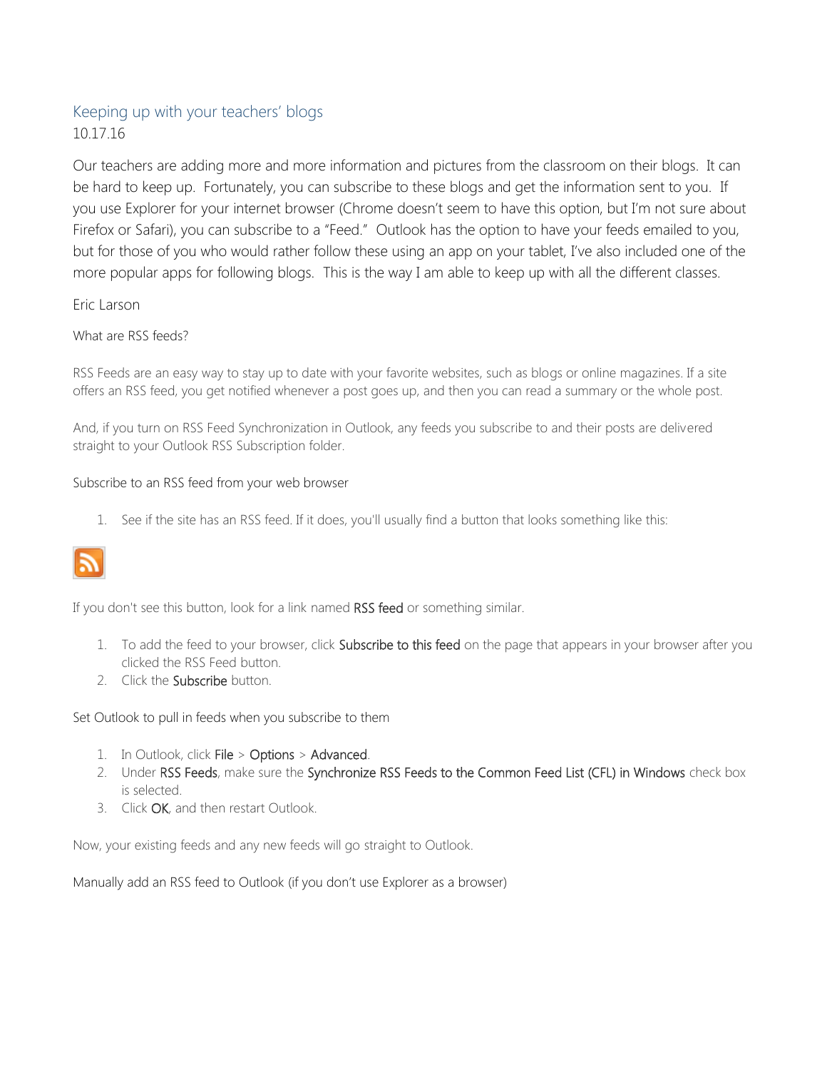# Keeping up with your teachers' blogs

10.17.16

Our teachers are adding more and more information and pictures from the classroom on their blogs. It can be hard to keep up. Fortunately, you can subscribe to these blogs and get the information sent to you. If you use Explorer for your internet browser (Chrome doesn't seem to have this option, but I'm not sure about Firefox or Safari), you can subscribe to a "Feed." Outlook has the option to have your feeds emailed to you, but for those of you who would rather follow these using an app on your tablet, I've also included one of the more popular apps for following blogs. This is the way I am able to keep up with all the different classes.

Eric Larson

## What are RSS feeds?

RSS Feeds are an easy way to stay up to date with your favorite websites, such as blogs or online magazines. If a site offers an RSS feed, you get notified whenever a post goes up, and then you can read a summary or the whole post.

And, if you turn on RSS Feed Synchronization in Outlook, any feeds you subscribe to and their posts are delivered straight to your Outlook RSS Subscription folder.

## Subscribe to an RSS feed from your web browser

1. See if the site has an RSS feed. If it does, you'll usually find a button that looks something like this:

If you don't see this button, look for a link named **RSS feed** or something similar.

1. To add the feed to your browser, click **Subscribe to this feed** on the page that appears in your browser after you clicked the RSS Feed button.
2. Click the **Subscribe** button.

## Set Outlook to pull in feeds when you subscribe to them

1. In Outlook, click **File** > **Options** > **Advanced**.
2. Under **RSS Feeds**, make sure the **Synchronize RSS Feeds to the Common Feed List (CFL) in Windows** check box is selected.
3. Click **OK**, and then restart Outlook.

Now, your existing feeds and any new feeds will go straight to Outlook.

## Manually add an RSS feed to Outlook (if you don't use Explorer as a browser)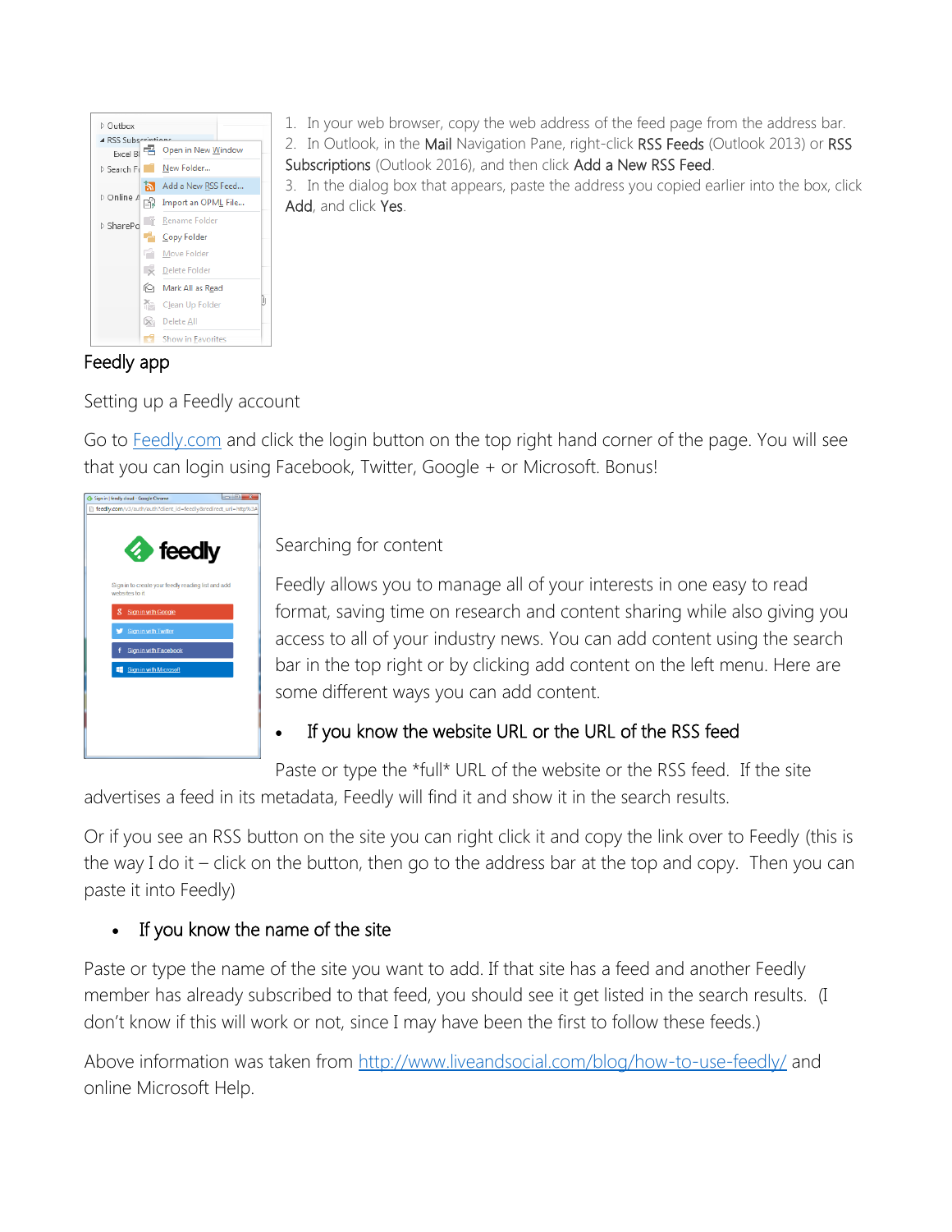1. In your web browser, copy the web address of the feed page from the address bar.
2. In Outlook, in the **Mail** Navigation Pane, right-click **RSS Feeds** (Outlook 2013) or **RSS Subscriptions** (Outlook 2016), and then click **Add a New RSS Feed**.
3. In the dialog box that appears, paste the address you copied earlier into the box, click **Add**, and click **Yes**.

## Feedly app

### Setting up a Feedly account

Go to [Feedly.com](Feedly.com) and click the login button on the top right hand corner of the page. You will see that you can login using Facebook, Twitter, Google + or Microsoft. Bonus!

### Searching for content

Feedly allows you to manage all of your interests in one easy to read format, saving time on research and content sharing while also giving you access to all of your industry news. You can add content using the search bar in the top right or by clicking add content on the left menu. Here are some different ways you can add content.

- **If you know the website URL or the URL of the RSS feed**

Paste or type the *full* URL of the website or the RSS feed. If the site advertises a feed in its metadata, Feedly will find it and show it in the search results.

Or if you see an RSS button on the site you can right click it and copy the link over to Feedly (this is the way I do it – click on the button, then go to the address bar at the top and copy. Then you can paste it into Feedly)

- **If you know the name of the site**

Paste or type the name of the site you want to add. If that site has a feed and another Feedly member has already subscribed to that feed, you should see it get listed in the search results. (I don't know if this will work or not, since I may have been the first to follow these feeds.)

Above information was taken from [http://www.liveandsocial.com/blog/how-to-use-feedly/](http://www.liveandsocial.com/blog/how-to-use-feedly/) and online Microsoft Help.